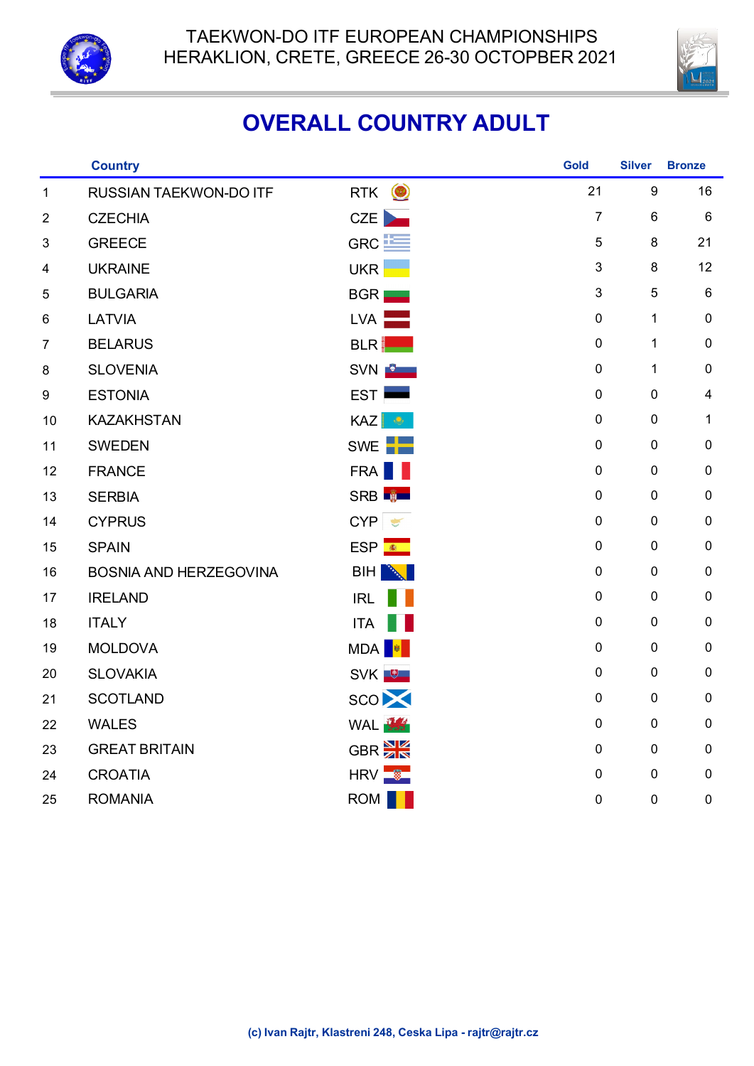TAEKWON-DO ITF EUROPEAN CHAMPIONSHIPS
HERAKLION, CRETE, GREECE 26-30 OCTOPBER 2021

# OVERALL COUNTRY ADULT

| | Country | | Gold | Silver | Bronze |
|---|---|---|---|---|---|
| 1 | RUSSIAN TAEKWON-DO ITF | RTK | 21 | 9 | 16 |
| 2 | CZECHIA | CZE | 7 | 6 | 6 |
| 3 | GREECE | GRC | 5 | 8 | 21 |
| 4 | UKRAINE | UKR | 3 | 8 | 12 |
| 5 | BULGARIA | BGR | 3 | 5 | 6 |
| 6 | LATVIA | LVA | 0 | 1 | 0 |
| 7 | BELARUS | BLR | 0 | 1 | 0 |
| 8 | SLOVENIA | SVN | 0 | 1 | 0 |
| 9 | ESTONIA | EST | 0 | 0 | 4 |
| 10 | KAZAKHSTAN | KAZ | 0 | 0 | 1 |
| 11 | SWEDEN | SWE | 0 | 0 | 0 |
| 12 | FRANCE | FRA | 0 | 0 | 0 |
| 13 | SERBIA | SRB | 0 | 0 | 0 |
| 14 | CYPRUS | CYP | 0 | 0 | 0 |
| 15 | SPAIN | ESP | 0 | 0 | 0 |
| 16 | BOSNIA AND HERZEGOVINA | BIH | 0 | 0 | 0 |
| 17 | IRELAND | IRL | 0 | 0 | 0 |
| 18 | ITALY | ITA | 0 | 0 | 0 |
| 19 | MOLDOVA | MDA | 0 | 0 | 0 |
| 20 | SLOVAKIA | SVK | 0 | 0 | 0 |
| 21 | SCOTLAND | SCO | 0 | 0 | 0 |
| 22 | WALES | WAL | 0 | 0 | 0 |
| 23 | GREAT BRITAIN | GBR | 0 | 0 | 0 |
| 24 | CROATIA | HRV | 0 | 0 | 0 |
| 25 | ROMANIA | ROM | 0 | 0 | 0 |

(c) Ivan Rajtr, Klastreni 248, Ceska Lipa - rajtr@rajtr.cz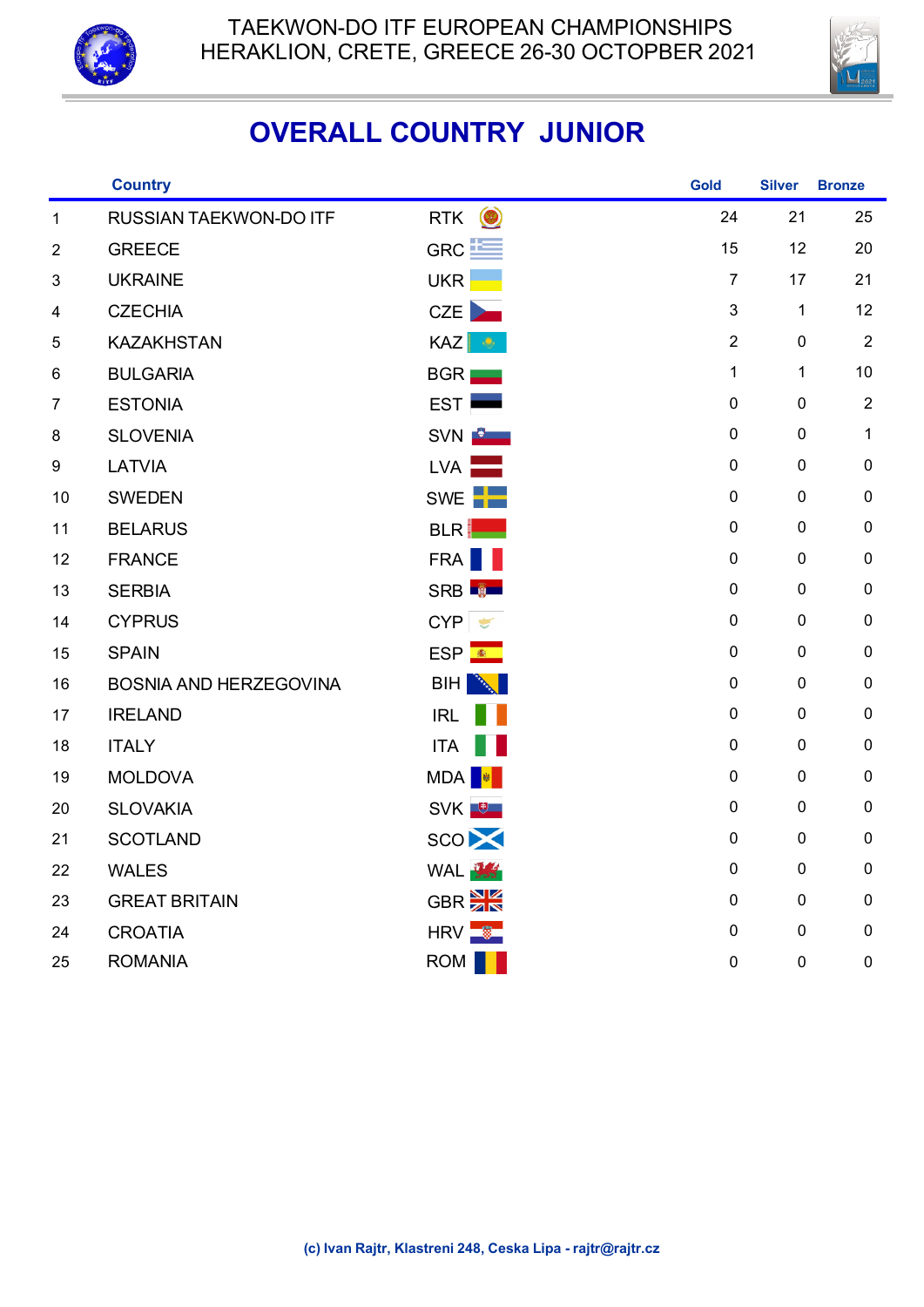TAEKWON-DO ITF EUROPEAN CHAMPIONSHIPS
HERAKLION, CRETE, GREECE 26-30 OCTOPBER 2021

# OVERALL COUNTRY JUNIOR

| | Country | | Gold | Silver | Bronze |
|---|---|---|---|---|---|
| 1 | RUSSIAN TAEKWON-DO ITF | RTK | 24 | 21 | 25 |
| 2 | GREECE | GRC | 15 | 12 | 20 |
| 3 | UKRAINE | UKR | 7 | 17 | 21 |
| 4 | CZECHIA | CZE | 3 | 1 | 12 |
| 5 | KAZAKHSTAN | KAZ | 2 | 0 | 2 |
| 6 | BULGARIA | BGR | 1 | 1 | 10 |
| 7 | ESTONIA | EST | 0 | 0 | 2 |
| 8 | SLOVENIA | SVN | 0 | 0 | 1 |
| 9 | LATVIA | LVA | 0 | 0 | 0 |
| 10 | SWEDEN | SWE | 0 | 0 | 0 |
| 11 | BELARUS | BLR | 0 | 0 | 0 |
| 12 | FRANCE | FRA | 0 | 0 | 0 |
| 13 | SERBIA | SRB | 0 | 0 | 0 |
| 14 | CYPRUS | CYP | 0 | 0 | 0 |
| 15 | SPAIN | ESP | 0 | 0 | 0 |
| 16 | BOSNIA AND HERZEGOVINA | BIH | 0 | 0 | 0 |
| 17 | IRELAND | IRL | 0 | 0 | 0 |
| 18 | ITALY | ITA | 0 | 0 | 0 |
| 19 | MOLDOVA | MDA | 0 | 0 | 0 |
| 20 | SLOVAKIA | SVK | 0 | 0 | 0 |
| 21 | SCOTLAND | SCO | 0 | 0 | 0 |
| 22 | WALES | WAL | 0 | 0 | 0 |
| 23 | GREAT BRITAIN | GBR | 0 | 0 | 0 |
| 24 | CROATIA | HRV | 0 | 0 | 0 |
| 25 | ROMANIA | ROM | 0 | 0 | 0 |

(c) Ivan Rajtr, Klastreni 248, Ceska Lipa - rajtr@rajtr.cz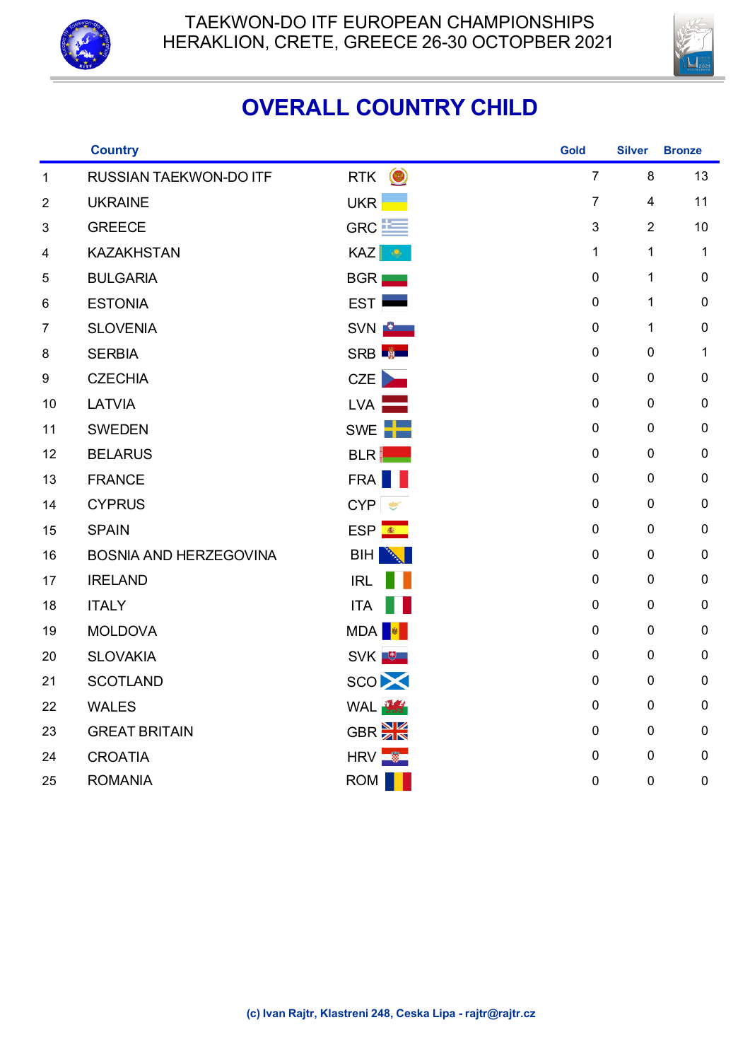TAEKWON-DO ITF EUROPEAN CHAMPIONSHIPS
HERAKLION, CRETE, GREECE 26-30 OCTOPBER 2021

# OVERALL COUNTRY CHILD

| | Country | | Gold | Silver | Bronze |
|---|---|---|---|---|---|
| 1 | RUSSIAN TAEKWON-DO ITF | RTK | 7 | 8 | 13 |
| 2 | UKRAINE | UKR | 7 | 4 | 11 |
| 3 | GREECE | GRC | 3 | 2 | 10 |
| 4 | KAZAKHSTAN | KAZ | 1 | 1 | 1 |
| 5 | BULGARIA | BGR | 0 | 1 | 0 |
| 6 | ESTONIA | EST | 0 | 1 | 0 |
| 7 | SLOVENIA | SVN | 0 | 1 | 0 |
| 8 | SERBIA | SRB | 0 | 0 | 1 |
| 9 | CZECHIA | CZE | 0 | 0 | 0 |
| 10 | LATVIA | LVA | 0 | 0 | 0 |
| 11 | SWEDEN | SWE | 0 | 0 | 0 |
| 12 | BELARUS | BLR | 0 | 0 | 0 |
| 13 | FRANCE | FRA | 0 | 0 | 0 |
| 14 | CYPRUS | CYP | 0 | 0 | 0 |
| 15 | SPAIN | ESP | 0 | 0 | 0 |
| 16 | BOSNIA AND HERZEGOVINA | BIH | 0 | 0 | 0 |
| 17 | IRELAND | IRL | 0 | 0 | 0 |
| 18 | ITALY | ITA | 0 | 0 | 0 |
| 19 | MOLDOVA | MDA | 0 | 0 | 0 |
| 20 | SLOVAKIA | SVK | 0 | 0 | 0 |
| 21 | SCOTLAND | SCO | 0 | 0 | 0 |
| 22 | WALES | WAL | 0 | 0 | 0 |
| 23 | GREAT BRITAIN | GBR | 0 | 0 | 0 |
| 24 | CROATIA | HRV | 0 | 0 | 0 |
| 25 | ROMANIA | ROM | 0 | 0 | 0 |

(c) Ivan Rajtr, Klastreni 248, Ceska Lipa - rajtr@rajtr.cz